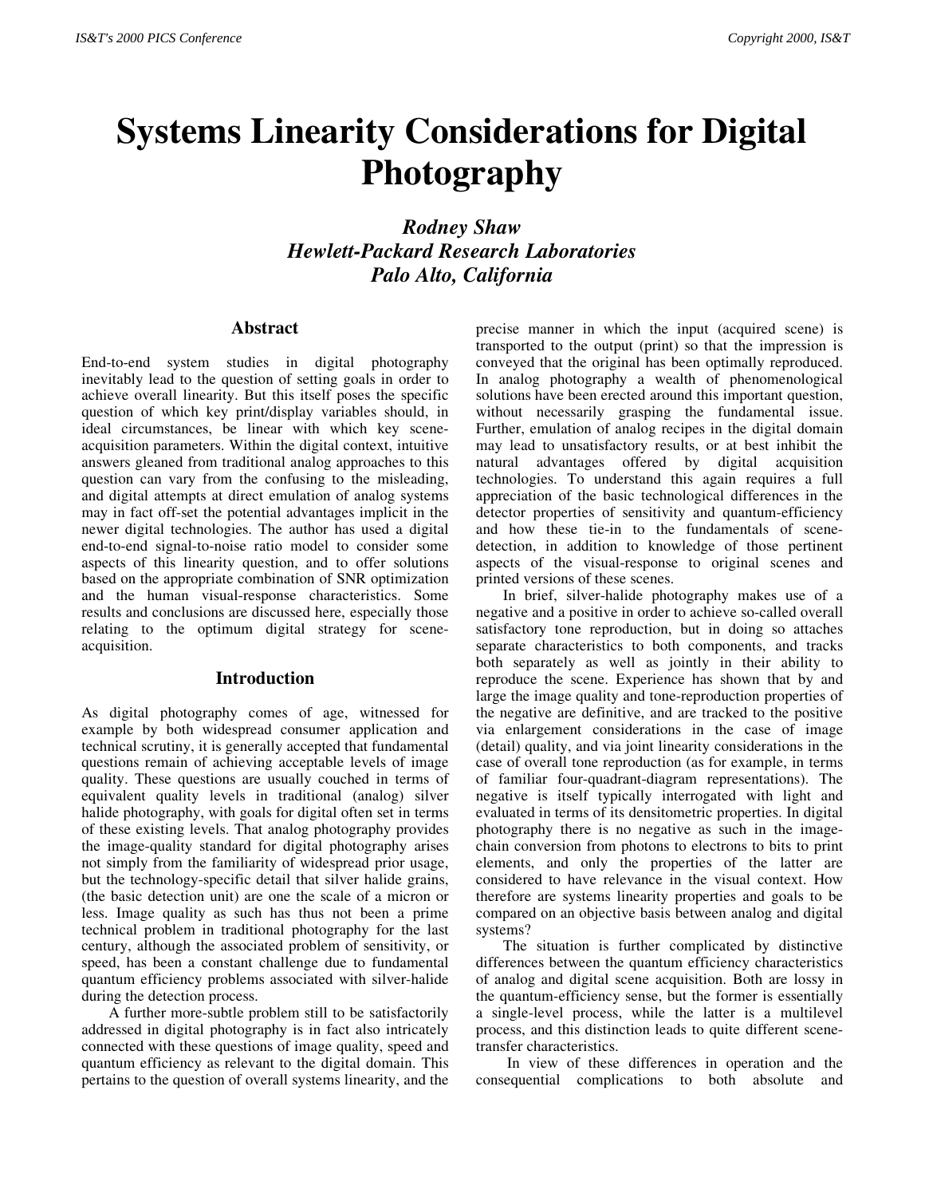# Systems Linearity Considerations for Digital Photography

***Rodney Shaw***
***Hewlett-Packard Research Laboratories***
***Palo Alto, California***

## Abstract

End-to-end system studies in digital photography inevitably lead to the question of setting goals in order to achieve overall linearity. But this itself poses the specific question of which key print/display variables should, in ideal circumstances, be linear with which key scene-acquisition parameters. Within the digital context, intuitive answers gleaned from traditional analog approaches to this question can vary from the confusing to the misleading, and digital attempts at direct emulation of analog systems may in fact off-set the potential advantages implicit in the newer digital technologies. The author has used a digital end-to-end signal-to-noise ratio model to consider some aspects of this linearity question, and to offer solutions based on the appropriate combination of SNR optimization and the human visual-response characteristics. Some results and conclusions are discussed here, especially those relating to the optimum digital strategy for scene-acquisition.

## Introduction

As digital photography comes of age, witnessed for example by both widespread consumer application and technical scrutiny, it is generally accepted that fundamental questions remain of achieving acceptable levels of image quality. These questions are usually couched in terms of equivalent quality levels in traditional (analog) silver halide photography, with goals for digital often set in terms of these existing levels. That analog photography provides the image-quality standard for digital photography arises not simply from the familiarity of widespread prior usage, but the technology-specific detail that silver halide grains, (the basic detection unit) are one the scale of a micron or less. Image quality as such has thus not been a prime technical problem in traditional photography for the last century, although the associated problem of sensitivity, or speed, has been a constant challenge due to fundamental quantum efficiency problems associated with silver-halide during the detection process.

A further more-subtle problem still to be satisfactorily addressed in digital photography is in fact also intricately connected with these questions of image quality, speed and quantum efficiency as relevant to the digital domain. This pertains to the question of overall systems linearity, and the precise manner in which the input (acquired scene) is transported to the output (print) so that the impression is conveyed that the original has been optimally reproduced. In analog photography a wealth of phenomenological solutions have been erected around this important question, without necessarily grasping the fundamental issue. Further, emulation of analog recipes in the digital domain may lead to unsatisfactory results, or at best inhibit the natural advantages offered by digital acquisition technologies. To understand this again requires a full appreciation of the basic technological differences in the detector properties of sensitivity and quantum-efficiency and how these tie-in to the fundamentals of scene-detection, in addition to knowledge of those pertinent aspects of the visual-response to original scenes and printed versions of these scenes.

In brief, silver-halide photography makes use of a negative and a positive in order to achieve so-called overall satisfactory tone reproduction, but in doing so attaches separate characteristics to both components, and tracks both separately as well as jointly in their ability to reproduce the scene. Experience has shown that by and large the image quality and tone-reproduction properties of the negative are definitive, and are tracked to the positive via enlargement considerations in the case of image (detail) quality, and via joint linearity considerations in the case of overall tone reproduction (as for example, in terms of familiar four-quadrant-diagram representations). The negative is itself typically interrogated with light and evaluated in terms of its densitometric properties. In digital photography there is no negative as such in the image-chain conversion from photons to electrons to bits to print elements, and only the properties of the latter are considered to have relevance in the visual context. How therefore are systems linearity properties and goals to be compared on an objective basis between analog and digital systems?

The situation is further complicated by distinctive differences between the quantum efficiency characteristics of analog and digital scene acquisition. Both are lossy in the quantum-efficiency sense, but the former is essentially a single-level process, while the latter is a multilevel process, and this distinction leads to quite different scene-transfer characteristics.

In view of these differences in operation and the consequential complications to both absolute and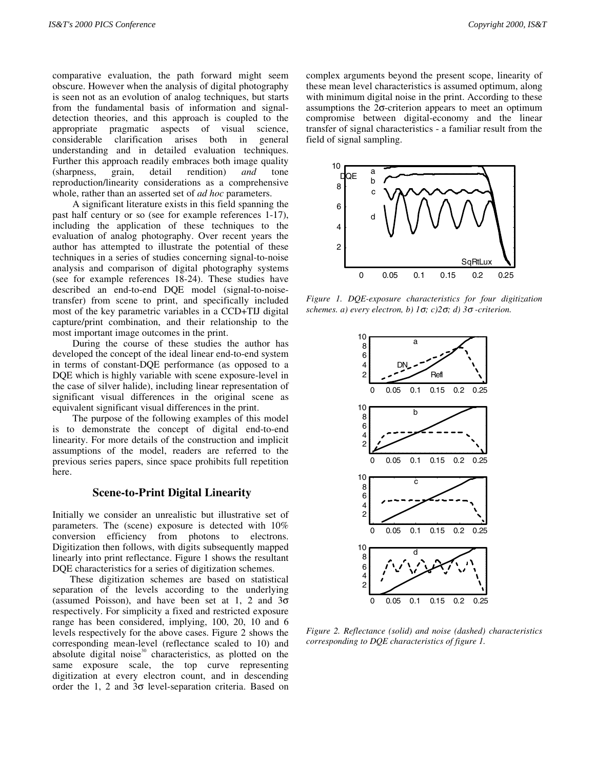comparative evaluation, the path forward might seem obscure. However when the analysis of digital photography is seen not as an evolution of analog techniques, but starts from the fundamental basis of information and signal-detection theories, and this approach is coupled to the appropriate pragmatic aspects of visual science, considerable clarification arises both in general understanding and in detailed evaluation techniques. Further this approach readily embraces both image quality (sharpness, grain, detail rendition) *and* tone reproduction/linearity considerations as a comprehensive whole, rather than an asserted set of *ad hoc* parameters.

A significant literature exists in this field spanning the past half century or so (see for example references 1-17), including the application of these techniques to the evaluation of analog photography. Over recent years the author has attempted to illustrate the potential of these techniques in a series of studies concerning signal-to-noise analysis and comparison of digital photography systems (see for example references 18-24). These studies have described an end-to-end DQE model (signal-to-noise-transfer) from scene to print, and specifically included most of the key parametric variables in a CCD+TIJ digital capture/print combination, and their relationship to the most important image outcomes in the print.

During the course of these studies the author has developed the concept of the ideal linear end-to-end system in terms of constant-DQE performance (as opposed to a DQE which is highly variable with scene exposure-level in the case of silver halide), including linear representation of significant visual differences in the original scene as equivalent significant visual differences in the print.

The purpose of the following examples of this model is to demonstrate the concept of digital end-to-end linearity. For more details of the construction and implicit assumptions of the model, readers are referred to the previous series papers, since space prohibits full repetition here.

## Scene-to-Print Digital Linearity

Initially we consider an unrealistic but illustrative set of parameters. The (scene) exposure is detected with 10% conversion efficiency from photons to electrons. Digitization then follows, with digits subsequently mapped linearly into print reflectance. Figure 1 shows the resultant DQE characteristics for a series of digitization schemes.

These digitization schemes are based on statistical separation of the levels according to the underlying (assumed Poisson), and have been set at 1, 2 and 3$\sigma$ respectively. For simplicity a fixed and restricted exposure range has been considered, implying, 100, 20, 10 and 6 levels respectively for the above cases. Figure 2 shows the corresponding mean-level (reflectance scaled to 10) and absolute digital noise[30] characteristics, as plotted on the same exposure scale, the top curve representing digitization at every electron count, and in descending order the 1, 2 and 3$\sigma$ level-separation criteria. Based on complex arguments beyond the present scope, linearity of these mean level characteristics is assumed optimum, along with minimum digital noise in the print. According to these assumptions the 2$\sigma$-criterion appears to meet an optimum compromise between digital-economy and the linear transfer of signal characteristics - a familiar result from the field of signal sampling.

*Figure 1. DQE-exposure characteristics for four digitization schemes. a) every electron, b) 1$\sigma$; c)2$\sigma$; d) 3$\sigma$ -criterion.*

*Figure 2. Reflectance (solid) and noise (dashed) characteristics corresponding to DQE characteristics of figure 1.*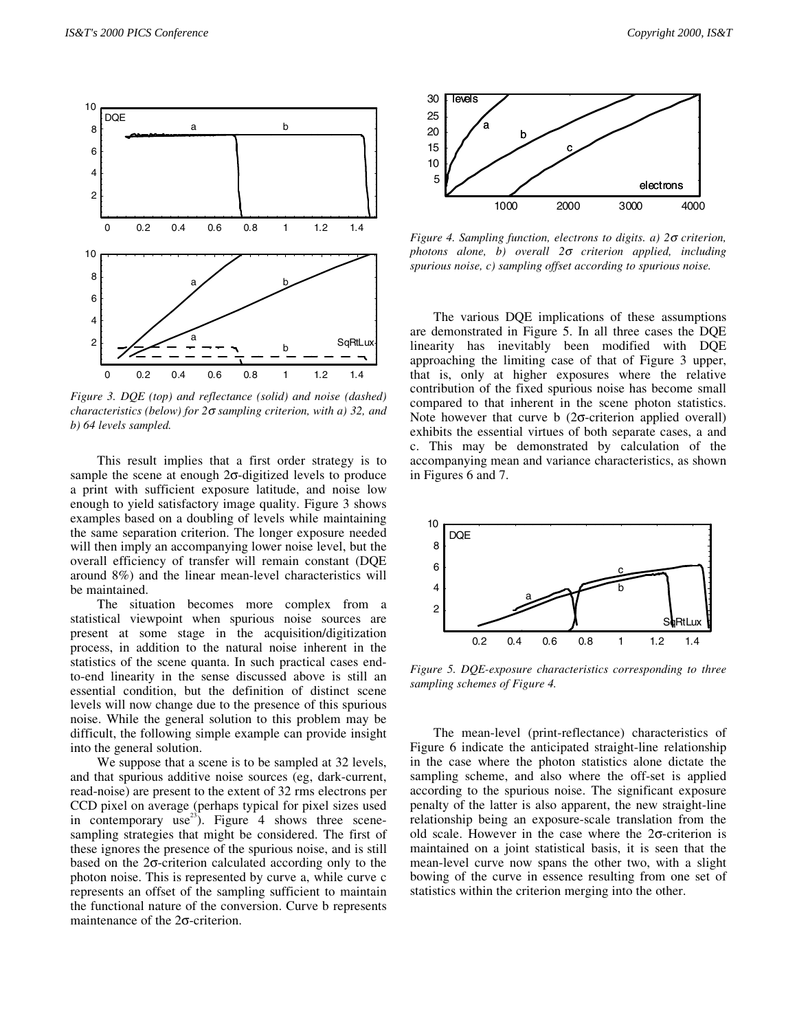Figure 3. DQE (top) and reflectance (solid) and noise (dashed) characteristics (below) for 2σ sampling criterion, with a) 32, and b) 64 levels sampled.

This result implies that a first order strategy is to sample the scene at enough 2σ-digitized levels to produce a print with sufficient exposure latitude, and noise low enough to yield satisfactory image quality. Figure 3 shows examples based on a doubling of levels while maintaining the same separation criterion. The longer exposure needed will then imply an accompanying lower noise level, but the overall efficiency of transfer will remain constant (DQE around 8%) and the linear mean-level characteristics will be maintained.

The situation becomes more complex from a statistical viewpoint when spurious noise sources are present at some stage in the acquisition/digitization process, in addition to the natural noise inherent in the statistics of the scene quanta. In such practical cases end-to-end linearity in the sense discussed above is still an essential condition, but the definition of distinct scene levels will now change due to the presence of this spurious noise. While the general solution to this problem may be difficult, the following simple example can provide insight into the general solution.

We suppose that a scene is to be sampled at 32 levels, and that spurious additive noise sources (eg, dark-current, read-noise) are present to the extent of 32 rms electrons per CCD pixel on average (perhaps typical for pixel sizes used in contemporary use[23]). Figure 4 shows three scene-sampling strategies that might be considered. The first of these ignores the presence of the spurious noise, and is still based on the 2σ-criterion calculated according only to the photon noise. This is represented by curve a, while curve c represents an offset of the sampling sufficient to maintain the functional nature of the conversion. Curve b represents maintenance of the 2σ-criterion.

Figure 4. Sampling function, electrons to digits. a) 2σ criterion, photons alone, b) overall 2σ criterion applied, including spurious noise, c) sampling offset according to spurious noise.

The various DQE implications of these assumptions are demonstrated in Figure 5. In all three cases the DQE linearity has inevitably been modified with DQE approaching the limiting case of that of Figure 3 upper, that is, only at higher exposures where the relative contribution of the fixed spurious noise has become small compared to that inherent in the scene photon statistics. Note however that curve b (2σ-criterion applied overall) exhibits the essential virtues of both separate cases, a and c. This may be demonstrated by calculation of the accompanying mean and variance characteristics, as shown in Figures 6 and 7.

Figure 5. DQE-exposure characteristics corresponding to three sampling schemes of Figure 4.

The mean-level (print-reflectance) characteristics of Figure 6 indicate the anticipated straight-line relationship in the case where the photon statistics alone dictate the sampling scheme, and also where the off-set is applied according to the spurious noise. The significant exposure penalty of the latter is also apparent, the new straight-line relationship being an exposure-scale translation from the old scale. However in the case where the 2σ-criterion is maintained on a joint statistical basis, it is seen that the mean-level curve now spans the other two, with a slight bowing of the curve in essence resulting from one set of statistics within the criterion merging into the other.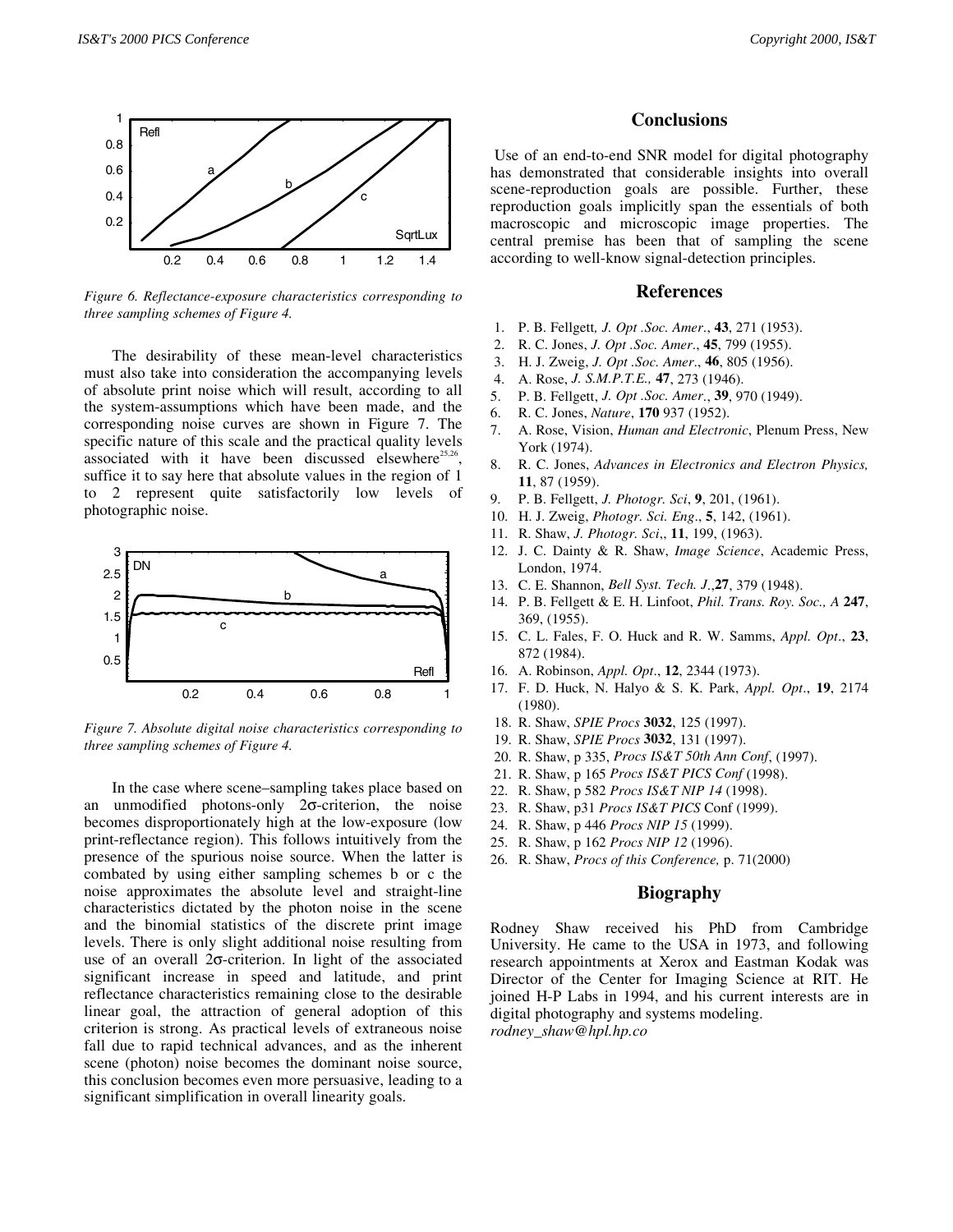1
Refl
0.8
0.6
a
0.4
b
c
0.2
SqrtLux
0.2 0.4 0.6 0.8 1 1.2 1.4

*Figure 6. Reflectance-exposure characteristics corresponding to three sampling schemes of Figure 4.*

The desirability of these mean-level characteristics must also take into consideration the accompanying levels of absolute print noise which will result, according to all the system-assumptions which have been made, and the corresponding noise curves are shown in Figure 7. The specific nature of this scale and the practical quality levels associated with it have been discussed elsewhere[25,26], suffice it to say here that absolute values in the region of 1 to 2 represent quite satisfactorily low levels of photographic noise.

3
DN
2.5
a
2
b
1.5
c
1
0.5
Refl
0.2 0.4 0.6 0.8 1

*Figure 7. Absolute digital noise characteristics corresponding to three sampling schemes of Figure 4.*

In the case where scene–sampling takes place based on an unmodified photons-only $2\sigma$-criterion, the noise becomes disproportionately high at the low-exposure (low print-reflectance region). This follows intuitively from the presence of the spurious noise source. When the latter is combated by using either sampling schemes b or c the noise approximates the absolute level and straight-line characteristics dictated by the photon noise in the scene and the binomial statistics of the discrete print image levels. There is only slight additional noise resulting from use of an overall $2\sigma$-criterion. In light of the associated significant increase in speed and latitude, and print reflectance characteristics remaining close to the desirable linear goal, the attraction of general adoption of this criterion is strong. As practical levels of extraneous noise fall due to rapid technical advances, and as the inherent scene (photon) noise becomes the dominant noise source, this conclusion becomes even more persuasive, leading to a significant simplification in overall linearity goals.

## Conclusions

Use of an end-to-end SNR model for digital photography has demonstrated that considerable insights into overall scene-reproduction goals are possible. Further, these reproduction goals implicitly span the essentials of both macroscopic and microscopic image properties. The central premise has been that of sampling the scene according to well-know signal-detection principles.

## References

1. P. B. Fellgett*, J. Opt .Soc. Amer*., **43**, 271 (1953).
2. R. C. Jones, *J. Opt .Soc. Amer*., **45**, 799 (1955).
3. H. J. Zweig, *J. Opt .Soc. Amer*., **46**, 805 (1956).
4. A. Rose, *J. S.M.P.T.E.,* **47**, 273 (1946).
5. P. B. Fellgett, *J. Opt .Soc. Amer*., **39**, 970 (1949).
6. R. C. Jones, *Nature*, **170** 937 (1952).
7. A. Rose, Vision, *Human and Electronic*, Plenum Press, New York (1974).
8. R. C. Jones, *Advances in Electronics and Electron Physics,* **11**, 87 (1959).
9. P. B. Fellgett, *J. Photogr. Sci*, **9**, 201, (1961).
10. H. J. Zweig, *Photogr. Sci. Eng*., **5**, 142, (1961).
11. R. Shaw, *J. Photogr. Sci*,, **11**, 199, (1963).
12. J. C. Dainty & R. Shaw, *Image Science*, Academic Press, London, 1974.
13. C. E. Shannon, *Bell Syst. Tech. J*.,**27**, 379 (1948).
14. P. B. Fellgett & E. H. Linfoot, *Phil. Trans. Roy. Soc., A* **247**, 369, (1955).
15. C. L. Fales, F. O. Huck and R. W. Samms, *Appl. Opt*., **23**, 872 (1984).
16. A. Robinson, *Appl. Opt*., **12**, 2344 (1973).
17. F. D. Huck, N. Halyo & S. K. Park, *Appl. Opt*., **19**, 2174 (1980).
18. R. Shaw, *SPIE Procs* **3032**, 125 (1997).
19. R. Shaw, *SPIE Procs* **3032**, 131 (1997).
20. R. Shaw, p 335, *Procs IS&T 50th Ann Conf*, (1997).
21. R. Shaw, p 165 *Procs IS&T PICS Conf* (1998).
22. R. Shaw, p 582 *Procs IS&T NIP 14* (1998).
23. R. Shaw, p31 *Procs IS&T PICS* Conf (1999).
24. R. Shaw, p 446 *Procs NIP 15* (1999).
25. R. Shaw, p 162 *Procs NIP 12* (1996).
26. R. Shaw, *Procs of this Conference,* p. 71(2000)

## Biography

Rodney Shaw received his PhD from Cambridge University. He came to the USA in 1973, and following research appointments at Xerox and Eastman Kodak was Director of the Center for Imaging Science at RIT. He joined H-P Labs in 1994, and his current interests are in digital photography and systems modeling.
*rodney_shaw@hpl.hp.co*